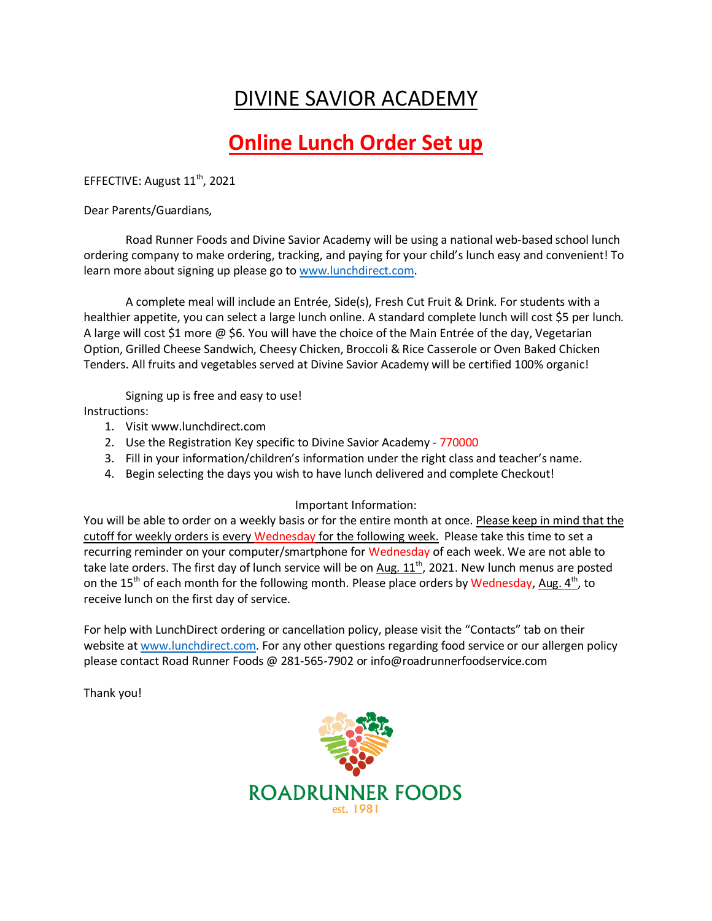# DIVINE SAVIOR ACADEMY

## **Online Lunch Order Set up**

EFFECTIVE: August 11th, 2021

Dear Parents/Guardians,

Road Runner Foods and Divine Savior Academy will be using a national web-based school lunch ordering company to make ordering, tracking, and paying for your child's lunch easy and convenient! To learn more about signing up please go to www.lunchdirect.com.

A complete meal will include an Entrée, Side(s), Fresh Cut Fruit & Drink. For students with a healthier appetite, you can select a large lunch online. A standard complete lunch will cost $5 per lunch. A large will cost $1 more @ $6. You will have the choice of the Main Entrée of the day, Vegetarian Option, Grilled Cheese Sandwich, Cheesy Chicken, Broccoli & Rice Casserole or Oven Baked Chicken Tenders. All fruits and vegetables served at Divine Savior Academy will be certified 100% organic!

Signing up is free and easy to use!

Instructions:

1. Visit www.lunchdirect.com
2. Use the Registration Key specific to Divine Savior Academy - 770000
3. Fill in your information/children's information under the right class and teacher's name.
4. Begin selecting the days you wish to have lunch delivered and complete Checkout!

Important Information:

You will be able to order on a weekly basis or for the entire month at once. Please keep in mind that the cutoff for weekly orders is every Wednesday for the following week. Please take this time to set a recurring reminder on your computer/smartphone for Wednesday of each week. We are not able to take late orders. The first day of lunch service will be on Aug. 11th, 2021. New lunch menus are posted on the 15th of each month for the following month. Please place orders by Wednesday, Aug. 4th, to receive lunch on the first day of service.

For help with LunchDirect ordering or cancellation policy, please visit the "Contacts" tab on their website at www.lunchdirect.com. For any other questions regarding food service or our allergen policy please contact Road Runner Foods @ 281-565-7902 or info@roadrunnerfoodservice.com

Thank you!

ROADRUNNER FOODS
est. 1981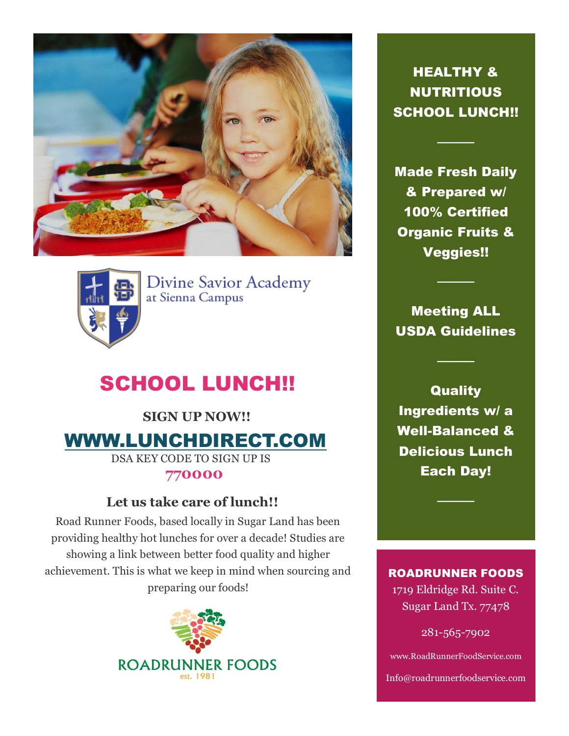Divine Savior Academy
at Sienna Campus

# SCHOOL LUNCH!!

**SIGN UP NOW!!**

## WWW.LUNCHDIRECT.COM

DSA KEY CODE TO SIGN UP IS

**770000**

### Let us take care of lunch!!

Road Runner Foods, based locally in Sugar Land has been providing healthy hot lunches for over a decade! Studies are showing a link between better food quality and higher achievement. This is what we keep in mind when sourcing and preparing our foods!

ROADRUNNER FOODS
est. 1981

**HEALTHY & NUTRITIOUS SCHOOL LUNCH!!**

---

**Made Fresh Daily & Prepared w/ 100% Certified Organic Fruits & Veggies!!**

---

**Meeting ALL USDA Guidelines**

---

**Quality Ingredients w/ a Well-Balanced & Delicious Lunch Each Day!**

---

**ROADRUNNER FOODS**

1719 Eldridge Rd. Suite C.
Sugar Land Tx. 77478

281-565-7902

www.RoadRunnerFoodService.com

Info@roadrunnerfoodservice.com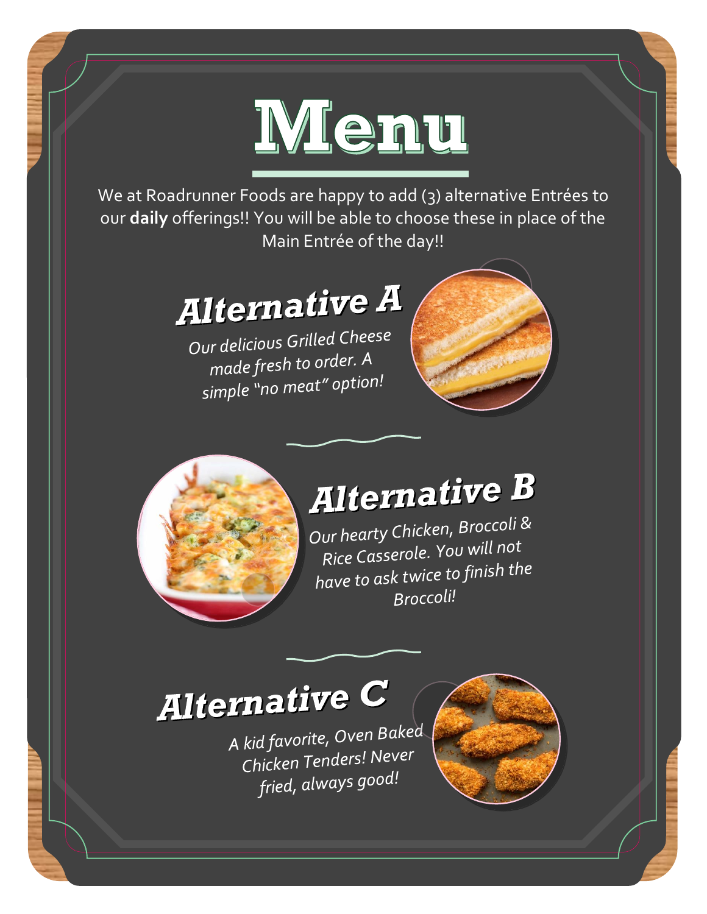# Menu

We at Roadrunner Foods are happy to add (3) alternative Entrées to our **daily** offerings!! You will be able to choose these in place of the Main Entrée of the day!!

## Alternative A

*Our delicious Grilled Cheese made fresh to order. A simple "no meat" option!*

## Alternative B

*Our hearty Chicken, Broccoli & Rice Casserole. You will not have to ask twice to finish the Broccoli!*

## Alternative C

*A kid favorite, Oven Baked Chicken Tenders! Never fried, always good!*